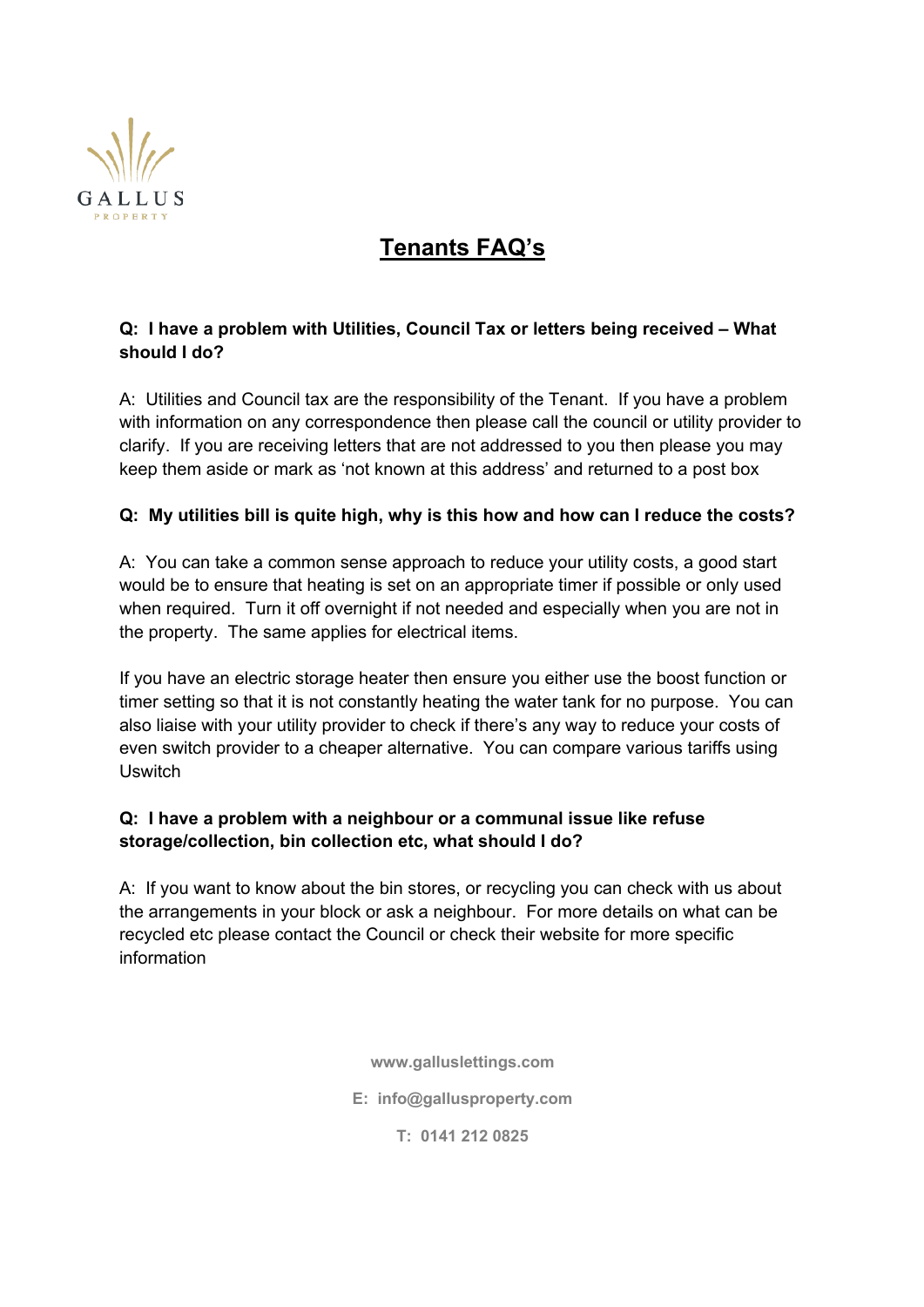GALLUS

PROPERTY

# Tenants FAQ's

**Q: I have a problem with Utilities, Council Tax or letters being received – What should I do?**

A: Utilities and Council tax are the responsibility of the Tenant. If you have a problem with information on any correspondence then please call the council or utility provider to clarify. If you are receiving letters that are not addressed to you then please you may keep them aside or mark as 'not known at this address' and returned to a post box

**Q: My utilities bill is quite high, why is this how and how can I reduce the costs?**

A: You can take a common sense approach to reduce your utility costs, a good start would be to ensure that heating is set on an appropriate timer if possible or only used when required. Turn it off overnight if not needed and especially when you are not in the property. The same applies for electrical items.

If you have an electric storage heater then ensure you either use the boost function or timer setting so that it is not constantly heating the water tank for no purpose. You can also liaise with your utility provider to check if there's any way to reduce your costs of even switch provider to a cheaper alternative. You can compare various tariffs using Uswitch

**Q: I have a problem with a neighbour or a communal issue like refuse storage/collection, bin collection etc, what should I do?**

A: If you want to know about the bin stores, or recycling you can check with us about the arrangements in your block or ask a neighbour. For more details on what can be recycled etc please contact the Council or check their website for more specific information

www.galluslettings.com

E: info@gallusproperty.com

T: 0141 212 0825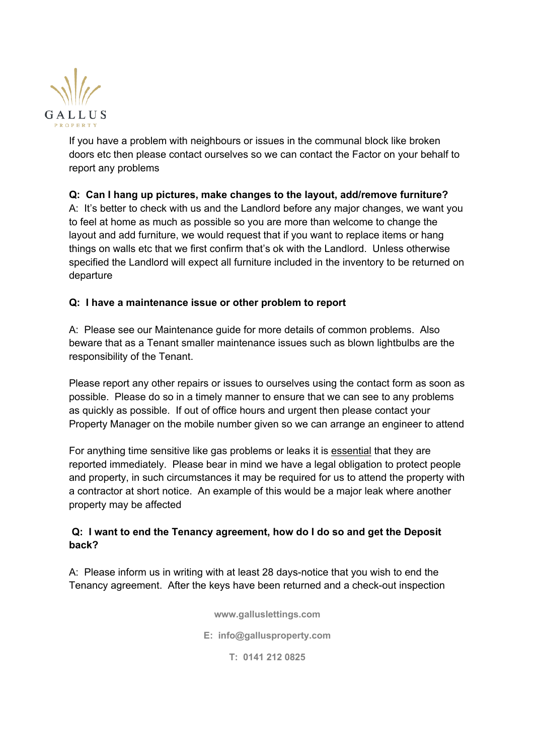If you have a problem with neighbours or issues in the communal block like broken doors etc then please contact ourselves so we can contact the Factor on your behalf to report any problems

**Q: Can I hang up pictures, make changes to the layout, add/remove furniture?**

A: It's better to check with us and the Landlord before any major changes, we want you to feel at home as much as possible so you are more than welcome to change the layout and add furniture, we would request that if you want to replace items or hang things on walls etc that we first confirm that's ok with the Landlord. Unless otherwise specified the Landlord will expect all furniture included in the inventory to be returned on departure

**Q: I have a maintenance issue or other problem to report**

A: Please see our Maintenance guide for more details of common problems. Also beware that as a Tenant smaller maintenance issues such as blown lightbulbs are the responsibility of the Tenant.

Please report any other repairs or issues to ourselves using the contact form as soon as possible. Please do so in a timely manner to ensure that we can see to any problems as quickly as possible. If out of office hours and urgent then please contact your Property Manager on the mobile number given so we can arrange an engineer to attend

For anything time sensitive like gas problems or leaks it is <u>essential</u> that they are reported immediately. Please bear in mind we have a legal obligation to protect people and property, in such circumstances it may be required for us to attend the property with a contractor at short notice. An example of this would be a major leak where another property may be affected

**Q: I want to end the Tenancy agreement, how do I do so and get the Deposit back?**

A: Please inform us in writing with at least 28 days-notice that you wish to end the Tenancy agreement. After the keys have been returned and a check-out inspection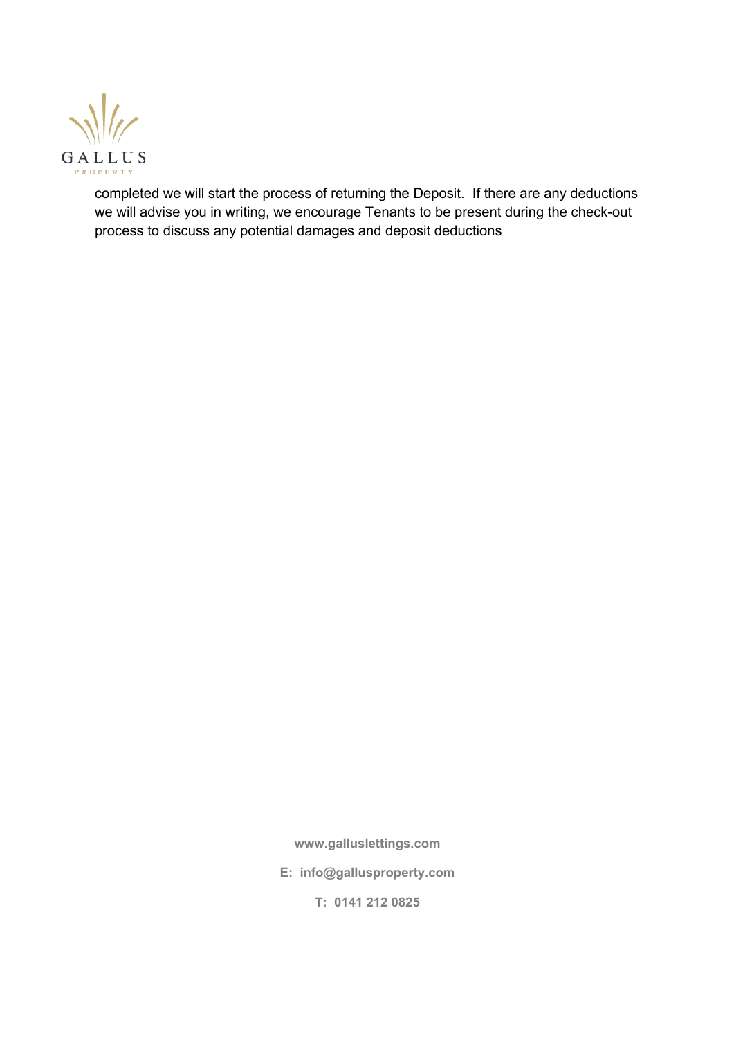completed we will start the process of returning the Deposit. If there are any deductions we will advise you in writing, we encourage Tenants to be present during the check-out process to discuss any potential damages and deposit deductions